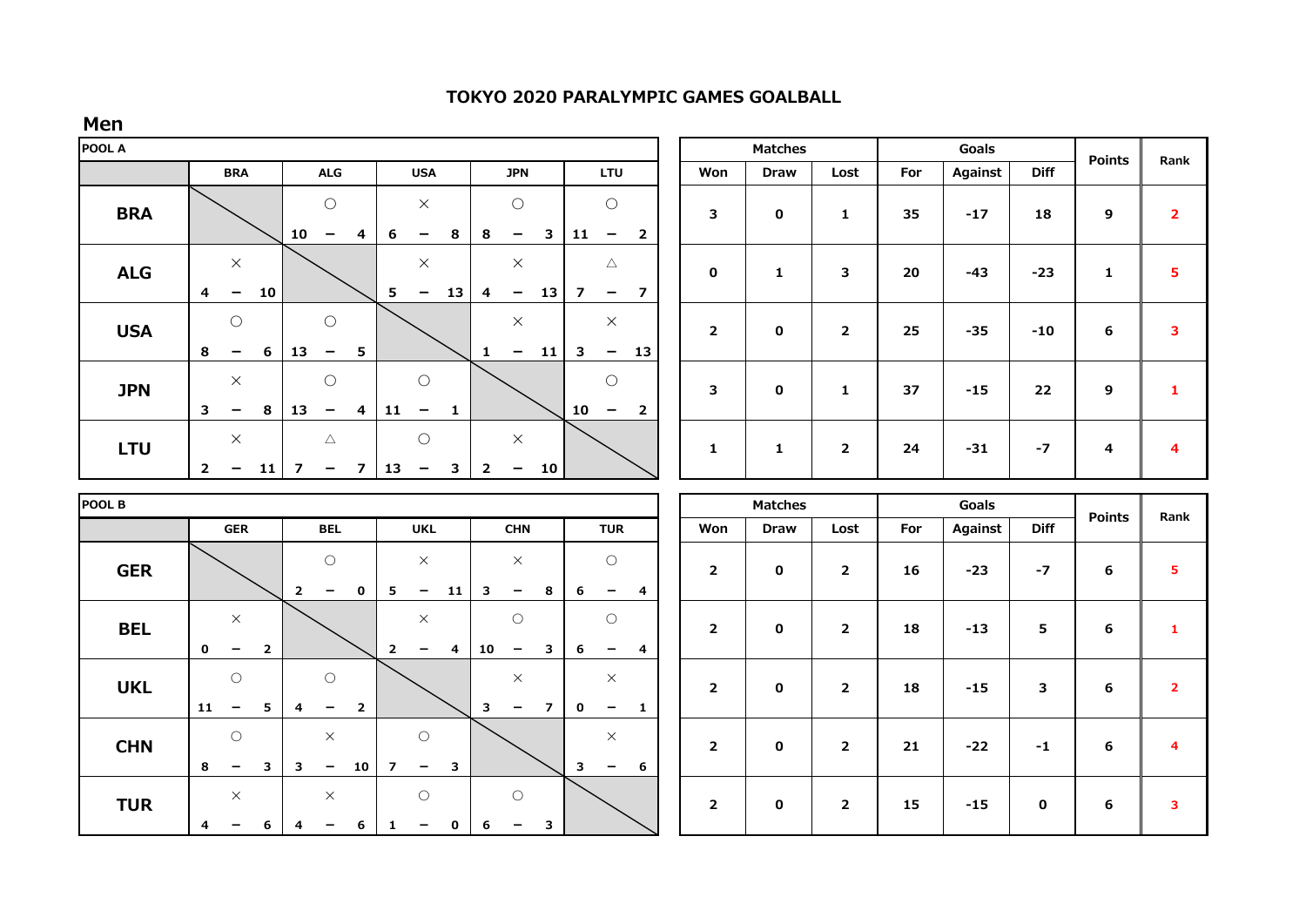# TOKYO 2020 PARALYMPIC GAMES GOALBALL

## Men

### POOL A

| | BRA | ALG | USA | JPN | LTU | Won | Draw | Lost | For | Against | Diff | Points | Rank |
|---|---|---|---|---|---|---|---|---|---|---|---|---|---|
| **BRA** | | ○ 10 − 4 | × 6 − 8 | ○ 8 − 3 | ○ 11 − 2 | 3 | 0 | 1 | 35 | -17 | 18 | 9 | 2 |
| **ALG** | × 4 − 10 | | × 5 − 13 | × 4 − 13 | △ 7 − 7 | 0 | 1 | 3 | 20 | -43 | -23 | 1 | 5 |
| **USA** | ○ 8 − 6 | ○ 13 − 5 | | × 1 − 11 | × 3 − 13 | 2 | 0 | 2 | 25 | -35 | -10 | 6 | 3 |
| **JPN** | × 3 − 8 | ○ 13 − 4 | ○ 11 − 1 | | ○ 10 − 2 | 3 | 0 | 1 | 37 | -15 | 22 | 9 | 1 |
| **LTU** | × 2 − 11 | △ 7 − 7 | ○ 13 − 3 | × 2 − 10 | | 1 | 1 | 2 | 24 | -31 | -7 | 4 | 4 |

### POOL B

| | GER | BEL | UKL | CHN | TUR | Won | Draw | Lost | For | Against | Diff | Points | Rank |
|---|---|---|---|---|---|---|---|---|---|---|---|---|---|
| **GER** | | ○ 2 − 0 | × 5 − 11 | × 3 − 8 | ○ 6 − 4 | 2 | 0 | 2 | 16 | -23 | -7 | 6 | 5 |
| **BEL** | × 0 − 2 | | × 2 − 4 | ○ 10 − 3 | ○ 6 − 4 | 2 | 0 | 2 | 18 | -13 | 5 | 6 | 1 |
| **UKL** | ○ 11 − 5 | ○ 4 − 2 | | × 3 − 7 | × 0 − 1 | 2 | 0 | 2 | 18 | -15 | 3 | 6 | 2 |
| **CHN** | ○ 8 − 3 | × 3 − 10 | ○ 7 − 3 | | × 3 − 6 | 2 | 0 | 2 | 21 | -22 | -1 | 6 | 4 |
| **TUR** | × 4 − 6 | × 4 − 6 | ○ 1 − 0 | ○ 6 − 3 | | 2 | 0 | 2 | 15 | -15 | 0 | 6 | 3 |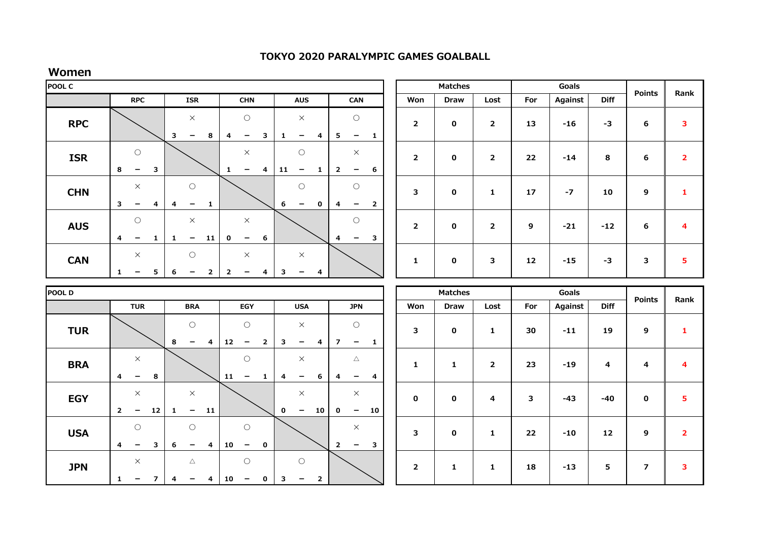# TOKYO 2020 PARALYMPIC GAMES GOALBALL

## Women

### POOL C

| | RPC | ISR | CHN | AUS | CAN | Matches Won | Matches Draw | Matches Lost | Goals For | Goals Against | Goals Diff | Points | Rank |
|---|---|---|---|---|---|---|---|---|---|---|---|---|---|
| **RPC** | | × 3 − 8 | ○ 4 − 3 | × 1 − 4 | ○ 5 − 1 | 2 | 0 | 2 | 13 | -16 | -3 | 6 | 3 |
| **ISR** | ○ 8 − 3 | | × 1 − 4 | ○ 11 − 1 | × 2 − 6 | 2 | 0 | 2 | 22 | -14 | 8 | 6 | 2 |
| **CHN** | × 3 − 4 | ○ 4 − 1 | | ○ 6 − 0 | ○ 4 − 2 | 3 | 0 | 1 | 17 | -7 | 10 | 9 | 1 |
| **AUS** | ○ 4 − 1 | × 1 − 11 | × 0 − 6 | | ○ 4 − 3 | 2 | 0 | 2 | 9 | -21 | -12 | 6 | 4 |
| **CAN** | × 1 − 5 | ○ 6 − 2 | × 2 − 4 | × 3 − 4 | | 1 | 0 | 3 | 12 | -15 | -3 | 3 | 5 |

### POOL D

| | TUR | BRA | EGY | USA | JPN | Matches Won | Matches Draw | Matches Lost | Goals For | Goals Against | Goals Diff | Points | Rank |
|---|---|---|---|---|---|---|---|---|---|---|---|---|---|
| **TUR** | | ○ 8 − 4 | ○ 12 − 2 | × 3 − 4 | ○ 7 − 1 | 3 | 0 | 1 | 30 | -11 | 19 | 9 | 1 |
| **BRA** | × 4 − 8 | | ○ 11 − 1 | × 4 − 6 | △ 4 − 4 | 1 | 1 | 2 | 23 | -19 | 4 | 4 | 4 |
| **EGY** | × 2 − 12 | × 1 − 11 | | × 0 − 10 | × 0 − 10 | 0 | 0 | 4 | 3 | -43 | -40 | 0 | 5 |
| **USA** | ○ 4 − 3 | ○ 6 − 4 | ○ 10 − 0 | | × 2 − 3 | 3 | 0 | 1 | 22 | -10 | 12 | 9 | 2 |
| **JPN** | × 1 − 7 | △ 4 − 4 | ○ 10 − 0 | ○ 3 − 2 | | 2 | 1 | 1 | 18 | -13 | 5 | 7 | 3 |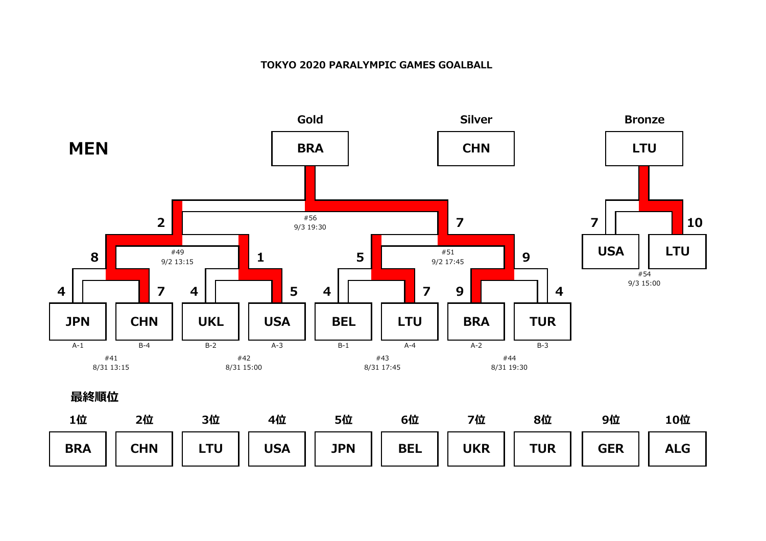**TOKYO 2020 PARALYMPIC GAMES GOALBALL**

# MEN

| Gold | Silver | Bronze |
|---|---|---|
| BRA | CHN | LTU |

### Quarterfinals

| Match | Date/Time | Team | Score | Team | Score |
|---|---|---|---|---|---|
| #41 | 8/31 13:15 | JPN (A-1) | 4 | CHN (B-4) | 7 |
| #42 | 8/31 15:00 | UKL (B-2) | 4 | USA (A-3) | 5 |
| #43 | 8/31 17:45 | BEL (B-1) | 4 | LTU (A-4) | 7 |
| #44 | 8/31 19:30 | BRA (A-2) | 9 | TUR (B-3) | 4 |

### Semifinals

| Match | Date/Time | Team | Score | Team | Score |
|---|---|---|---|---|---|
| #49 | 9/2 13:15 | CHN | 8 | USA | 1 |
| #51 | 9/2 17:45 | LTU | 5 | BRA | 9 |

### Bronze Medal Match

| Match | Date/Time | Team | Score | Team | Score |
|---|---|---|---|---|---|
| #54 | 9/3 15:00 | USA | 7 | LTU | 10 |

### Gold Medal Match

| Match | Date/Time | Team | Score | Team | Score |
|---|---|---|---|---|---|
| #56 | 9/3 19:30 | CHN | 2 | BRA | 7 |

### 最終順位

| 1位 | 2位 | 3位 | 4位 | 5位 | 6位 | 7位 | 8位 | 9位 | 10位 |
|---|---|---|---|---|---|---|---|---|---|
| BRA | CHN | LTU | USA | JPN | BEL | UKR | TUR | GER | ALG |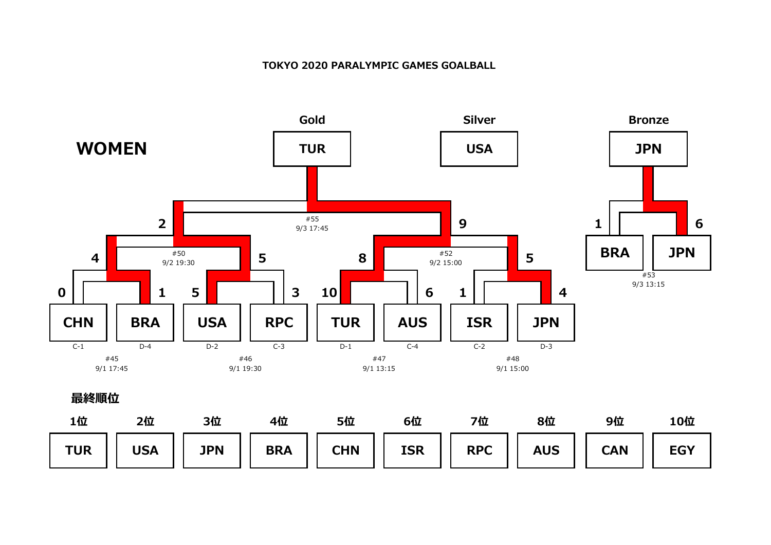TOKYO 2020 PARALYMPIC GAMES GOALBALL

# WOMEN

Gold
TUR

Silver
USA

Bronze
JPN

2
#55
9/3 17:45
9

4
#50
9/2 19:30
5

8
#52
9/2 15:00
5

0
1
5
3
10
6
1
4

CHN
C-1
BRA
D-4
USA
D-2
RPC
C-3
TUR
D-1
AUS
C-4
ISR
C-2
JPN
D-3

#45
9/1 17:45

#46
9/1 19:30

#47
9/1 13:15

#48
9/1 15:00

1
6
BRA
JPN
#53
9/3 13:15

## 最終順位

| 1位 | 2位 | 3位 | 4位 | 5位 | 6位 | 7位 | 8位 | 9位 | 10位 |
|---|---|---|---|---|---|---|---|---|---|
| TUR | USA | JPN | BRA | CHN | ISR | RPC | AUS | CAN | EGY |